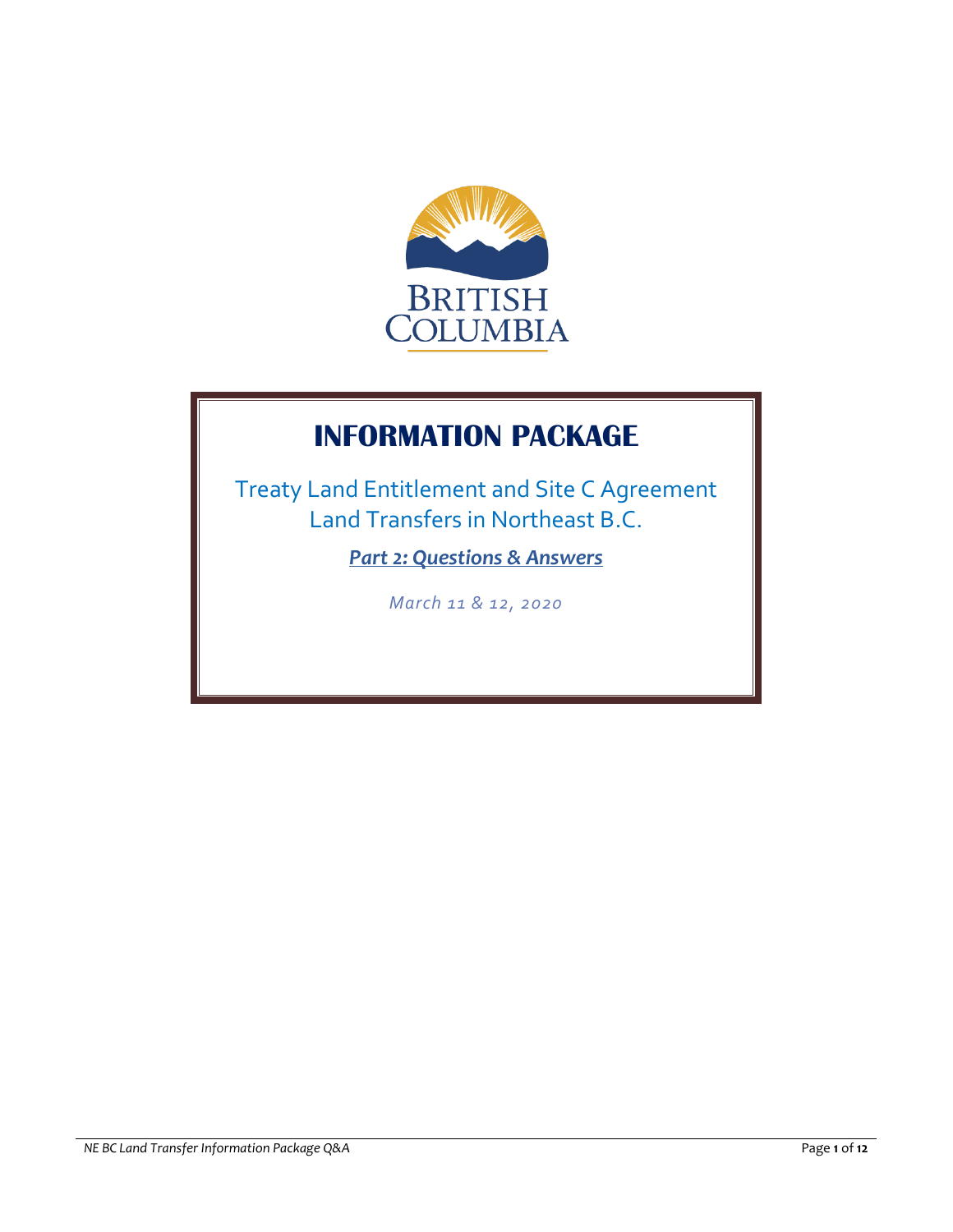BRITISH COLUMBIA

# INFORMATION PACKAGE

Treaty Land Entitlement and Site C Agreement Land Transfers in Northeast B.C.

***Part 2: Questions & Answers***

*March 11 & 12, 2020*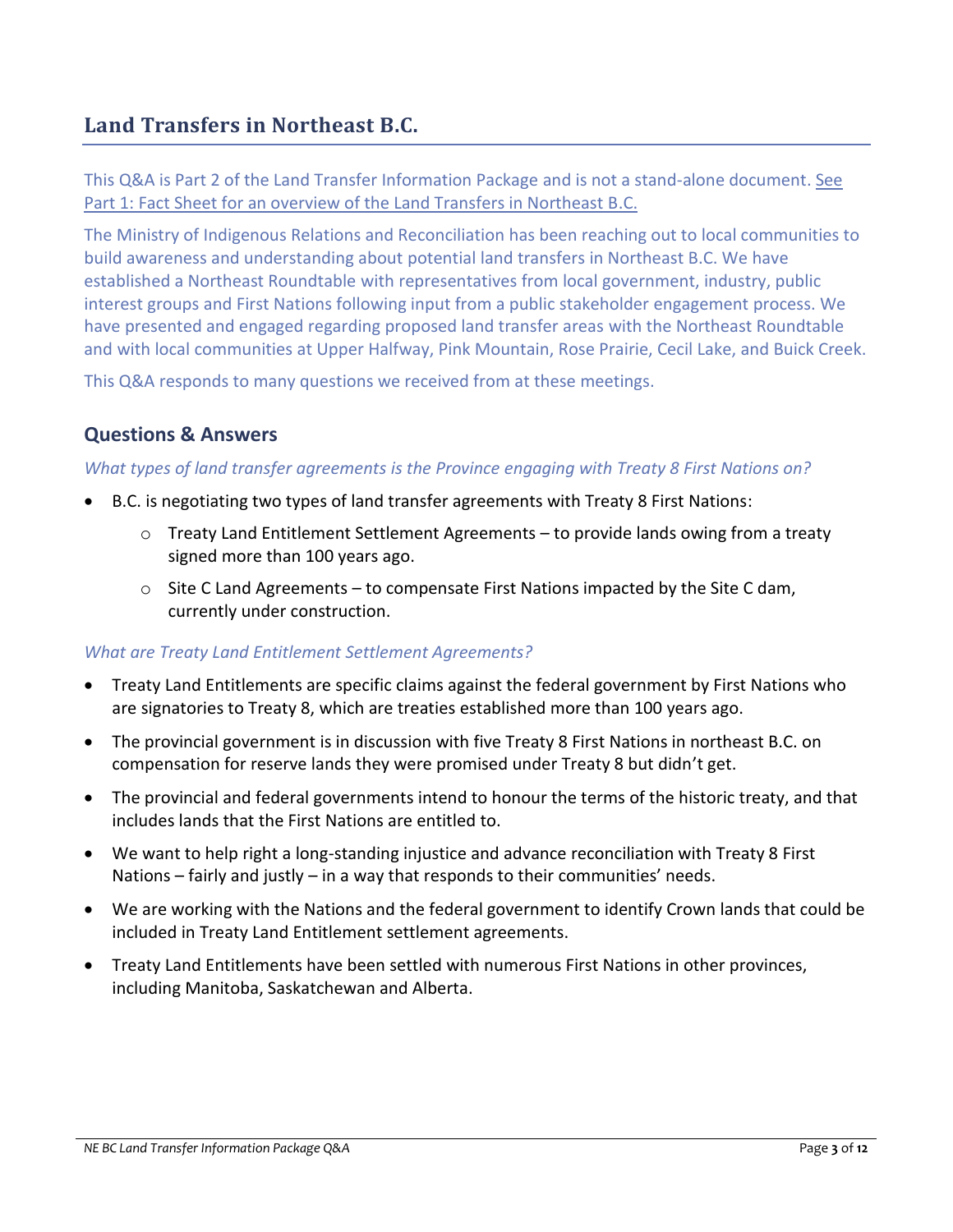# Land Transfers in Northeast B.C.

This Q&A is Part 2 of the Land Transfer Information Package and is not a stand-alone document. See Part 1: Fact Sheet for an overview of the Land Transfers in Northeast B.C.

The Ministry of Indigenous Relations and Reconciliation has been reaching out to local communities to build awareness and understanding about potential land transfers in Northeast B.C. We have established a Northeast Roundtable with representatives from local government, industry, public interest groups and First Nations following input from a public stakeholder engagement process. We have presented and engaged regarding proposed land transfer areas with the Northeast Roundtable and with local communities at Upper Halfway, Pink Mountain, Rose Prairie, Cecil Lake, and Buick Creek.

This Q&A responds to many questions we received from at these meetings.

## Questions & Answers

*What types of land transfer agreements is the Province engaging with Treaty 8 First Nations on?*

- B.C. is negotiating two types of land transfer agreements with Treaty 8 First Nations:
  - Treaty Land Entitlement Settlement Agreements – to provide lands owing from a treaty signed more than 100 years ago.
  - Site C Land Agreements – to compensate First Nations impacted by the Site C dam, currently under construction.

*What are Treaty Land Entitlement Settlement Agreements?*

- Treaty Land Entitlements are specific claims against the federal government by First Nations who are signatories to Treaty 8, which are treaties established more than 100 years ago.
- The provincial government is in discussion with five Treaty 8 First Nations in northeast B.C. on compensation for reserve lands they were promised under Treaty 8 but didn't get.
- The provincial and federal governments intend to honour the terms of the historic treaty, and that includes lands that the First Nations are entitled to.
- We want to help right a long-standing injustice and advance reconciliation with Treaty 8 First Nations – fairly and justly – in a way that responds to their communities' needs.
- We are working with the Nations and the federal government to identify Crown lands that could be included in Treaty Land Entitlement settlement agreements.
- Treaty Land Entitlements have been settled with numerous First Nations in other provinces, including Manitoba, Saskatchewan and Alberta.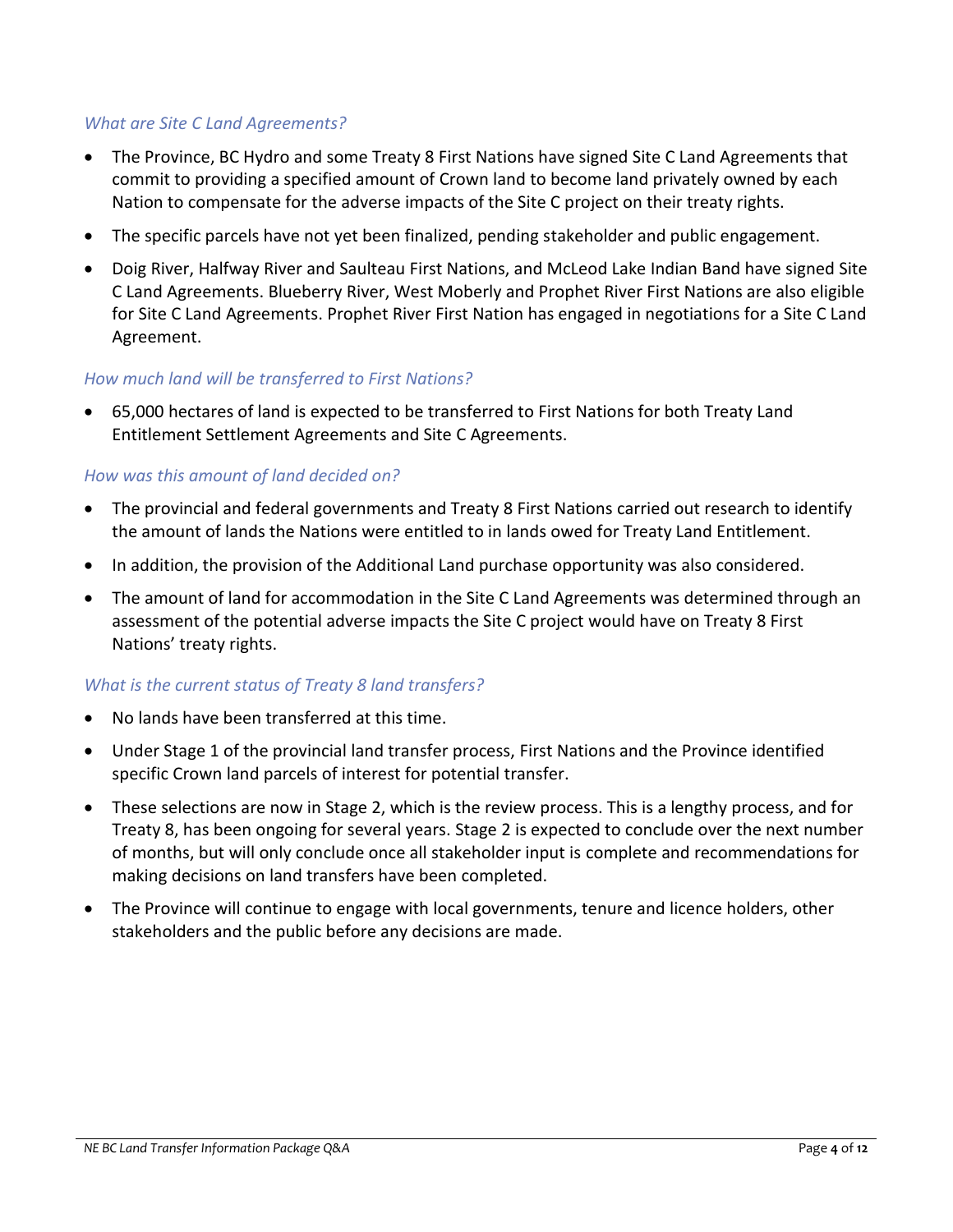*What are Site C Land Agreements?*

- The Province, BC Hydro and some Treaty 8 First Nations have signed Site C Land Agreements that commit to providing a specified amount of Crown land to become land privately owned by each Nation to compensate for the adverse impacts of the Site C project on their treaty rights.
- The specific parcels have not yet been finalized, pending stakeholder and public engagement.
- Doig River, Halfway River and Saulteau First Nations, and McLeod Lake Indian Band have signed Site C Land Agreements. Blueberry River, West Moberly and Prophet River First Nations are also eligible for Site C Land Agreements. Prophet River First Nation has engaged in negotiations for a Site C Land Agreement.

*How much land will be transferred to First Nations?*

- 65,000 hectares of land is expected to be transferred to First Nations for both Treaty Land Entitlement Settlement Agreements and Site C Agreements.

*How was this amount of land decided on?*

- The provincial and federal governments and Treaty 8 First Nations carried out research to identify the amount of lands the Nations were entitled to in lands owed for Treaty Land Entitlement.
- In addition, the provision of the Additional Land purchase opportunity was also considered.
- The amount of land for accommodation in the Site C Land Agreements was determined through an assessment of the potential adverse impacts the Site C project would have on Treaty 8 First Nations' treaty rights.

*What is the current status of Treaty 8 land transfers?*

- No lands have been transferred at this time.
- Under Stage 1 of the provincial land transfer process, First Nations and the Province identified specific Crown land parcels of interest for potential transfer.
- These selections are now in Stage 2, which is the review process. This is a lengthy process, and for Treaty 8, has been ongoing for several years. Stage 2 is expected to conclude over the next number of months, but will only conclude once all stakeholder input is complete and recommendations for making decisions on land transfers have been completed.
- The Province will continue to engage with local governments, tenure and licence holders, other stakeholders and the public before any decisions are made.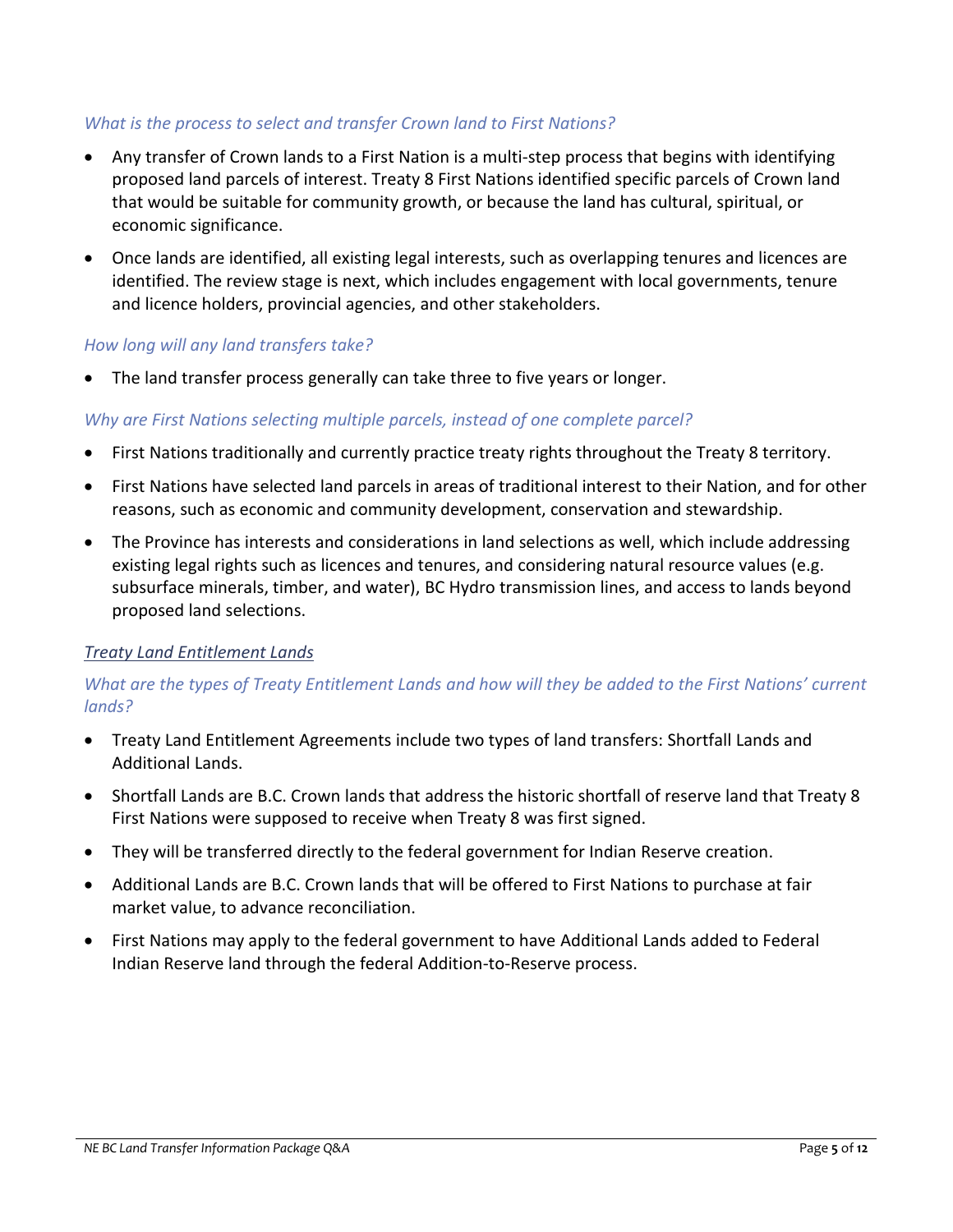*What is the process to select and transfer Crown land to First Nations?*

- Any transfer of Crown lands to a First Nation is a multi-step process that begins with identifying proposed land parcels of interest. Treaty 8 First Nations identified specific parcels of Crown land that would be suitable for community growth, or because the land has cultural, spiritual, or economic significance.
- Once lands are identified, all existing legal interests, such as overlapping tenures and licences are identified. The review stage is next, which includes engagement with local governments, tenure and licence holders, provincial agencies, and other stakeholders.

*How long will any land transfers take?*

- The land transfer process generally can take three to five years or longer.

*Why are First Nations selecting multiple parcels, instead of one complete parcel?*

- First Nations traditionally and currently practice treaty rights throughout the Treaty 8 territory.
- First Nations have selected land parcels in areas of traditional interest to their Nation, and for other reasons, such as economic and community development, conservation and stewardship.
- The Province has interests and considerations in land selections as well, which include addressing existing legal rights such as licences and tenures, and considering natural resource values (e.g. subsurface minerals, timber, and water), BC Hydro transmission lines, and access to lands beyond proposed land selections.

## *Treaty Land Entitlement Lands*

*What are the types of Treaty Entitlement Lands and how will they be added to the First Nations' current lands?*

- Treaty Land Entitlement Agreements include two types of land transfers: Shortfall Lands and Additional Lands.
- Shortfall Lands are B.C. Crown lands that address the historic shortfall of reserve land that Treaty 8 First Nations were supposed to receive when Treaty 8 was first signed.
- They will be transferred directly to the federal government for Indian Reserve creation.
- Additional Lands are B.C. Crown lands that will be offered to First Nations to purchase at fair market value, to advance reconciliation.
- First Nations may apply to the federal government to have Additional Lands added to Federal Indian Reserve land through the federal Addition-to-Reserve process.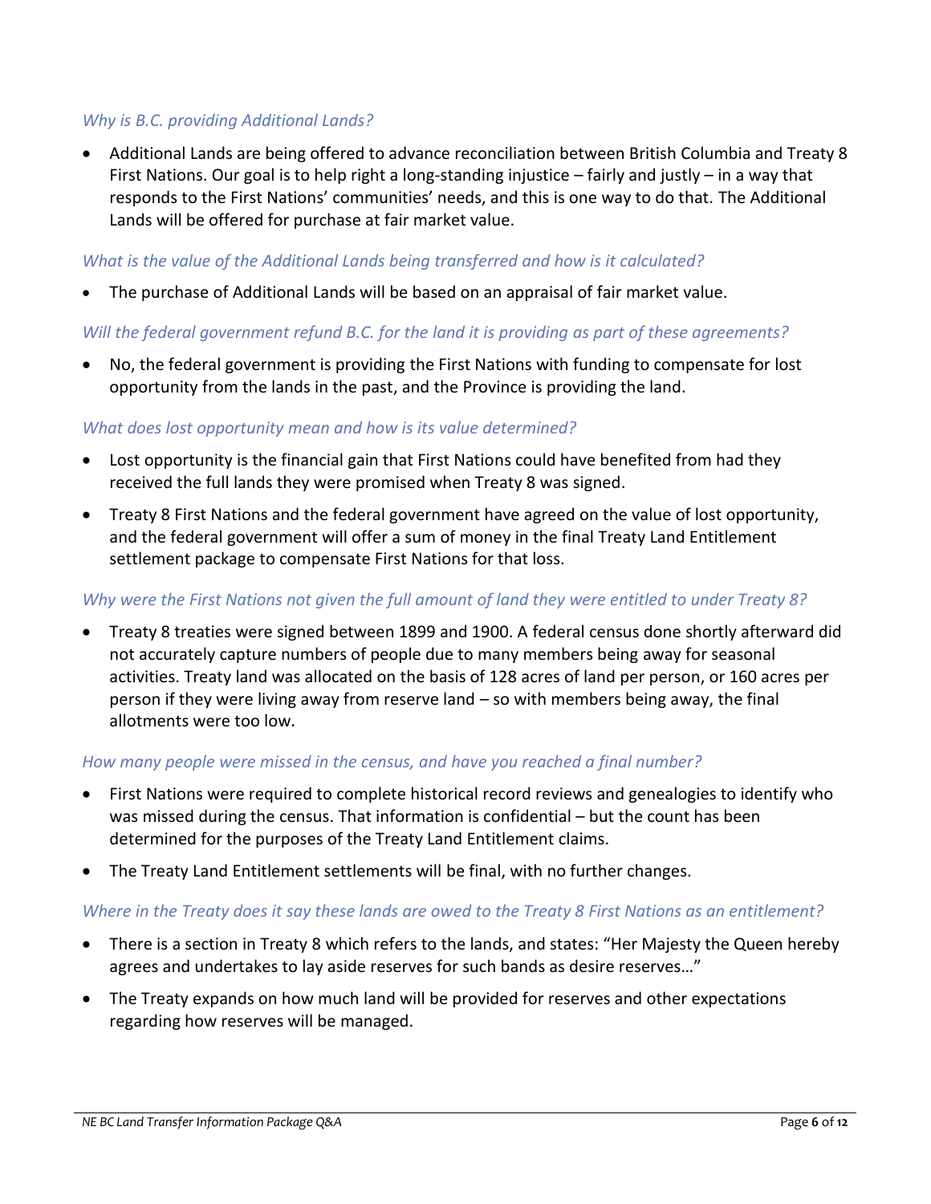*Why is B.C. providing Additional Lands?*

- Additional Lands are being offered to advance reconciliation between British Columbia and Treaty 8 First Nations. Our goal is to help right a long-standing injustice – fairly and justly – in a way that responds to the First Nations' communities' needs, and this is one way to do that. The Additional Lands will be offered for purchase at fair market value.

*What is the value of the Additional Lands being transferred and how is it calculated?*

- The purchase of Additional Lands will be based on an appraisal of fair market value.

*Will the federal government refund B.C. for the land it is providing as part of these agreements?*

- No, the federal government is providing the First Nations with funding to compensate for lost opportunity from the lands in the past, and the Province is providing the land.

*What does lost opportunity mean and how is its value determined?*

- Lost opportunity is the financial gain that First Nations could have benefited from had they received the full lands they were promised when Treaty 8 was signed.
- Treaty 8 First Nations and the federal government have agreed on the value of lost opportunity, and the federal government will offer a sum of money in the final Treaty Land Entitlement settlement package to compensate First Nations for that loss.

*Why were the First Nations not given the full amount of land they were entitled to under Treaty 8?*

- Treaty 8 treaties were signed between 1899 and 1900. A federal census done shortly afterward did not accurately capture numbers of people due to many members being away for seasonal activities. Treaty land was allocated on the basis of 128 acres of land per person, or 160 acres per person if they were living away from reserve land – so with members being away, the final allotments were too low.

*How many people were missed in the census, and have you reached a final number?*

- First Nations were required to complete historical record reviews and genealogies to identify who was missed during the census. That information is confidential – but the count has been determined for the purposes of the Treaty Land Entitlement claims.
- The Treaty Land Entitlement settlements will be final, with no further changes.

*Where in the Treaty does it say these lands are owed to the Treaty 8 First Nations as an entitlement?*

- There is a section in Treaty 8 which refers to the lands, and states: "Her Majesty the Queen hereby agrees and undertakes to lay aside reserves for such bands as desire reserves…"
- The Treaty expands on how much land will be provided for reserves and other expectations regarding how reserves will be managed.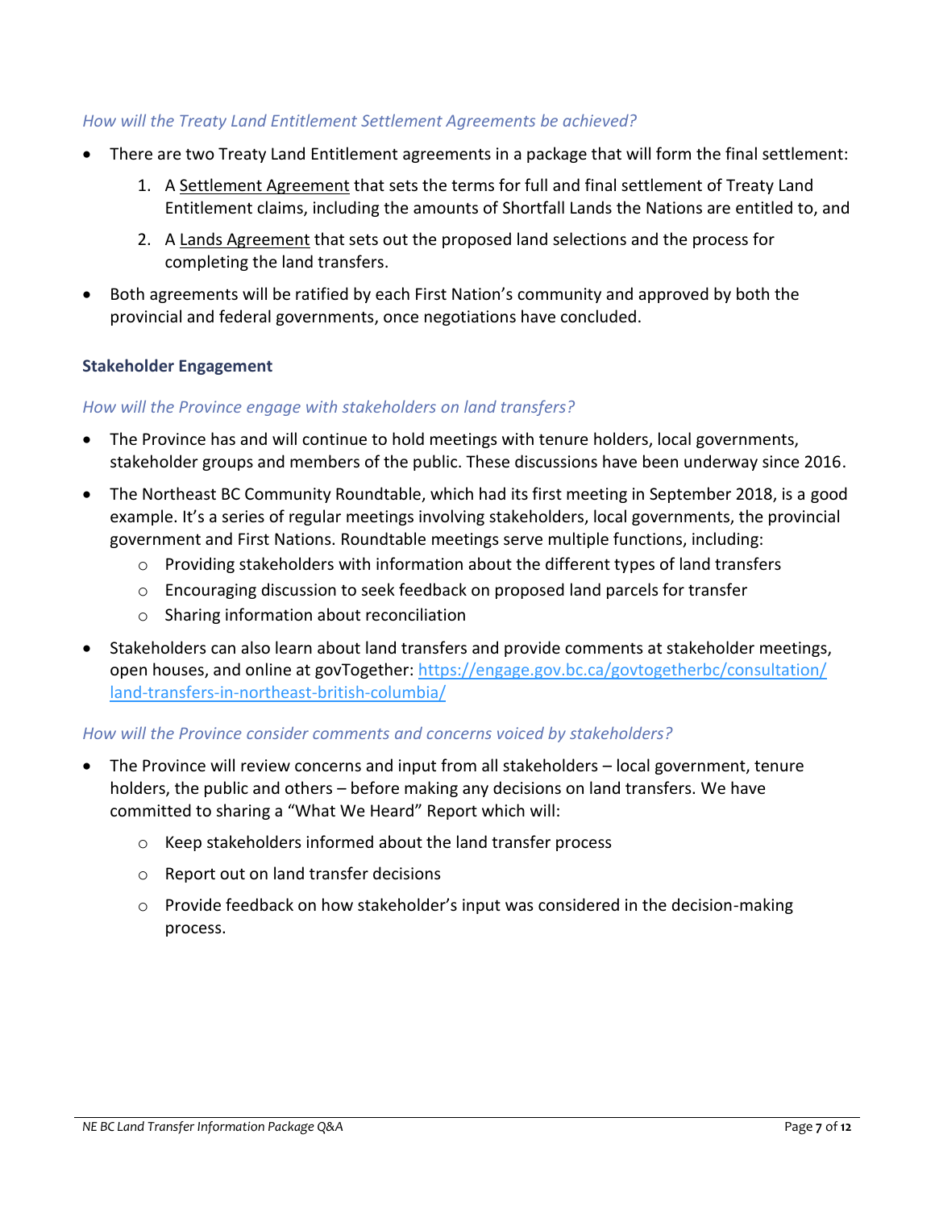*How will the Treaty Land Entitlement Settlement Agreements be achieved?*

- There are two Treaty Land Entitlement agreements in a package that will form the final settlement:
    1. A Settlement Agreement that sets the terms for full and final settlement of Treaty Land Entitlement claims, including the amounts of Shortfall Lands the Nations are entitled to, and
    2. A Lands Agreement that sets out the proposed land selections and the process for completing the land transfers.
- Both agreements will be ratified by each First Nation's community and approved by both the provincial and federal governments, once negotiations have concluded.

**Stakeholder Engagement**

*How will the Province engage with stakeholders on land transfers?*

- The Province has and will continue to hold meetings with tenure holders, local governments, stakeholder groups and members of the public. These discussions have been underway since 2016.
- The Northeast BC Community Roundtable, which had its first meeting in September 2018, is a good example. It's a series of regular meetings involving stakeholders, local governments, the provincial government and First Nations. Roundtable meetings serve multiple functions, including:
    - Providing stakeholders with information about the different types of land transfers
    - Encouraging discussion to seek feedback on proposed land parcels for transfer
    - Sharing information about reconciliation
- Stakeholders can also learn about land transfers and provide comments at stakeholder meetings, open houses, and online at govTogether: https://engage.gov.bc.ca/govtogetherbc/consultation/land-transfers-in-northeast-british-columbia/

*How will the Province consider comments and concerns voiced by stakeholders?*

- The Province will review concerns and input from all stakeholders – local government, tenure holders, the public and others – before making any decisions on land transfers. We have committed to sharing a "What We Heard" Report which will:
    - Keep stakeholders informed about the land transfer process
    - Report out on land transfer decisions
    - Provide feedback on how stakeholder's input was considered in the decision-making process.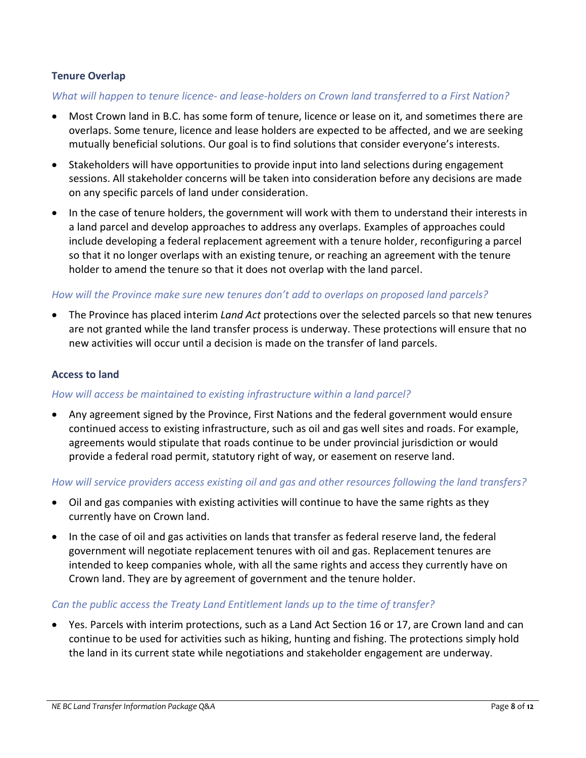### Tenure Overlap

*What will happen to tenure licence- and lease-holders on Crown land transferred to a First Nation?*

- Most Crown land in B.C. has some form of tenure, licence or lease on it, and sometimes there are overlaps. Some tenure, licence and lease holders are expected to be affected, and we are seeking mutually beneficial solutions. Our goal is to find solutions that consider everyone's interests.
- Stakeholders will have opportunities to provide input into land selections during engagement sessions. All stakeholder concerns will be taken into consideration before any decisions are made on any specific parcels of land under consideration.
- In the case of tenure holders, the government will work with them to understand their interests in a land parcel and develop approaches to address any overlaps. Examples of approaches could include developing a federal replacement agreement with a tenure holder, reconfiguring a parcel so that it no longer overlaps with an existing tenure, or reaching an agreement with the tenure holder to amend the tenure so that it does not overlap with the land parcel.

*How will the Province make sure new tenures don't add to overlaps on proposed land parcels?*

- The Province has placed interim *Land Act* protections over the selected parcels so that new tenures are not granted while the land transfer process is underway. These protections will ensure that no new activities will occur until a decision is made on the transfer of land parcels.

### Access to land

*How will access be maintained to existing infrastructure within a land parcel?*

- Any agreement signed by the Province, First Nations and the federal government would ensure continued access to existing infrastructure, such as oil and gas well sites and roads. For example, agreements would stipulate that roads continue to be under provincial jurisdiction or would provide a federal road permit, statutory right of way, or easement on reserve land.

*How will service providers access existing oil and gas and other resources following the land transfers?*

- Oil and gas companies with existing activities will continue to have the same rights as they currently have on Crown land.
- In the case of oil and gas activities on lands that transfer as federal reserve land, the federal government will negotiate replacement tenures with oil and gas. Replacement tenures are intended to keep companies whole, with all the same rights and access they currently have on Crown land. They are by agreement of government and the tenure holder.

*Can the public access the Treaty Land Entitlement lands up to the time of transfer?*

- Yes. Parcels with interim protections, such as a Land Act Section 16 or 17, are Crown land and can continue to be used for activities such as hiking, hunting and fishing. The protections simply hold the land in its current state while negotiations and stakeholder engagement are underway.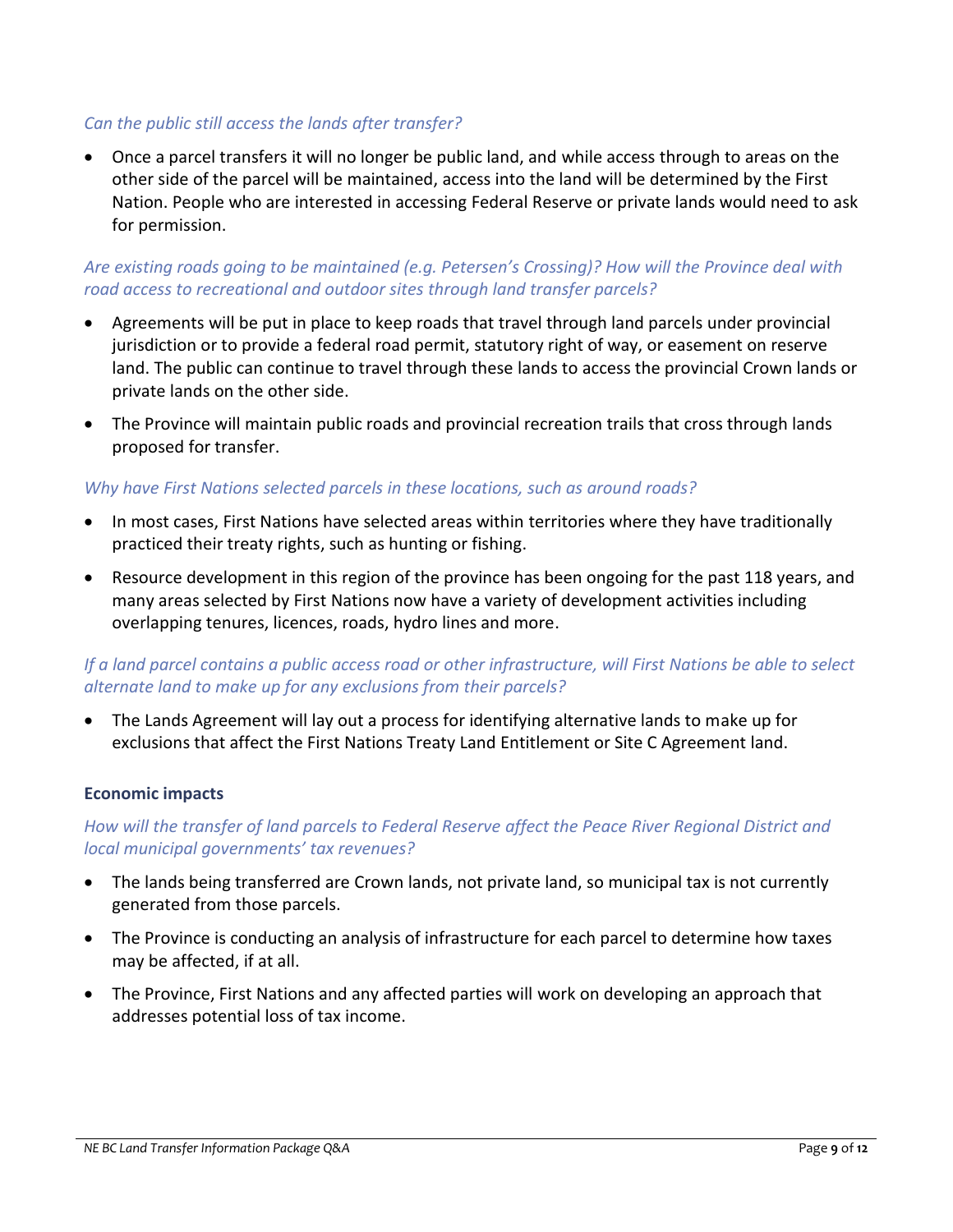*Can the public still access the lands after transfer?*

- Once a parcel transfers it will no longer be public land, and while access through to areas on the other side of the parcel will be maintained, access into the land will be determined by the First Nation. People who are interested in accessing Federal Reserve or private lands would need to ask for permission.

*Are existing roads going to be maintained (e.g. Petersen's Crossing)? How will the Province deal with road access to recreational and outdoor sites through land transfer parcels?*

- Agreements will be put in place to keep roads that travel through land parcels under provincial jurisdiction or to provide a federal road permit, statutory right of way, or easement on reserve land. The public can continue to travel through these lands to access the provincial Crown lands or private lands on the other side.
- The Province will maintain public roads and provincial recreation trails that cross through lands proposed for transfer.

*Why have First Nations selected parcels in these locations, such as around roads?*

- In most cases, First Nations have selected areas within territories where they have traditionally practiced their treaty rights, such as hunting or fishing.
- Resource development in this region of the province has been ongoing for the past 118 years, and many areas selected by First Nations now have a variety of development activities including overlapping tenures, licences, roads, hydro lines and more.

*If a land parcel contains a public access road or other infrastructure, will First Nations be able to select alternate land to make up for any exclusions from their parcels?*

- The Lands Agreement will lay out a process for identifying alternative lands to make up for exclusions that affect the First Nations Treaty Land Entitlement or Site C Agreement land.

**Economic impacts**

*How will the transfer of land parcels to Federal Reserve affect the Peace River Regional District and local municipal governments' tax revenues?*

- The lands being transferred are Crown lands, not private land, so municipal tax is not currently generated from those parcels.
- The Province is conducting an analysis of infrastructure for each parcel to determine how taxes may be affected, if at all.
- The Province, First Nations and any affected parties will work on developing an approach that addresses potential loss of tax income.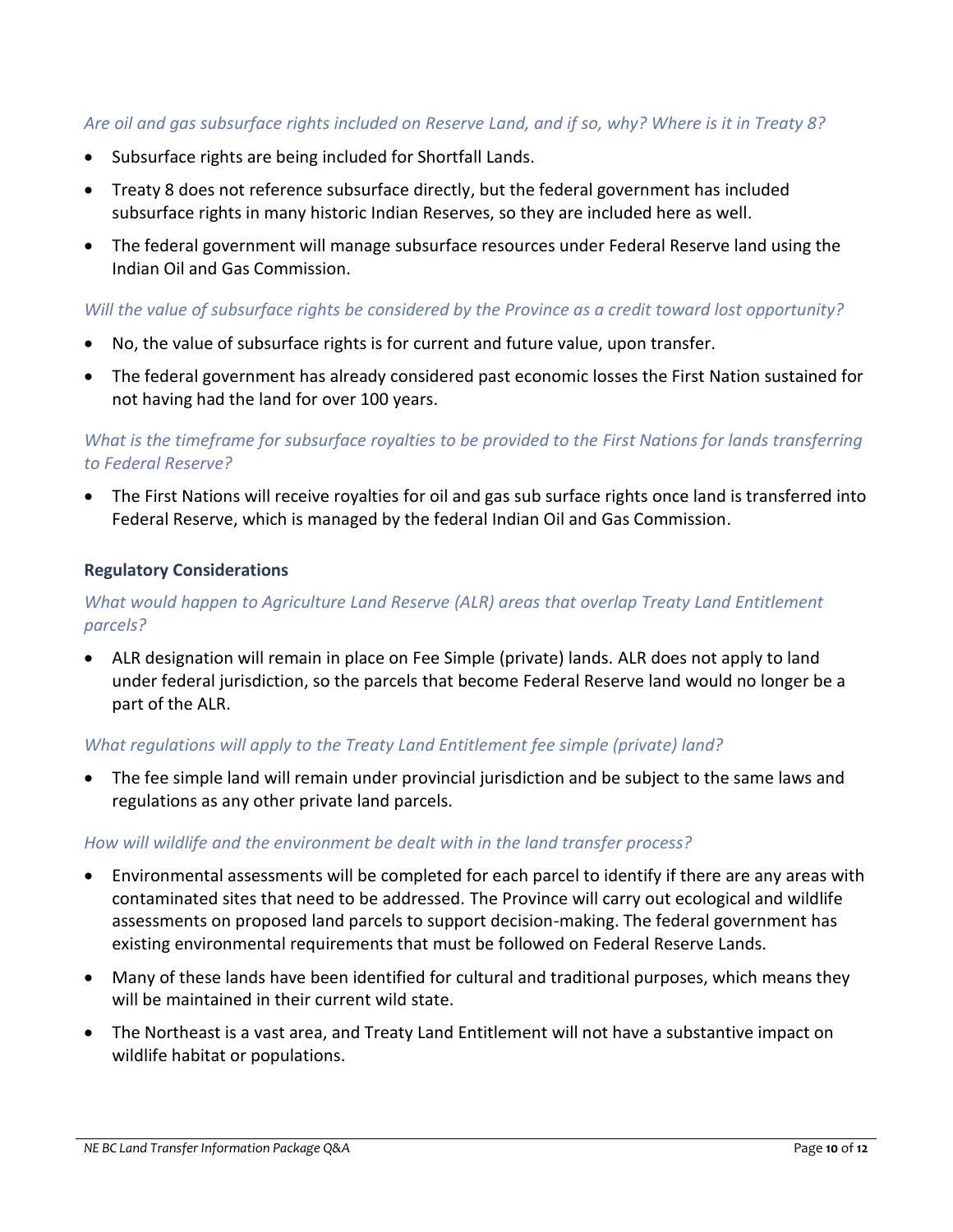*Are oil and gas subsurface rights included on Reserve Land, and if so, why? Where is it in Treaty 8?*

- Subsurface rights are being included for Shortfall Lands.
- Treaty 8 does not reference subsurface directly, but the federal government has included subsurface rights in many historic Indian Reserves, so they are included here as well.
- The federal government will manage subsurface resources under Federal Reserve land using the Indian Oil and Gas Commission.

*Will the value of subsurface rights be considered by the Province as a credit toward lost opportunity?*

- No, the value of subsurface rights is for current and future value, upon transfer.
- The federal government has already considered past economic losses the First Nation sustained for not having had the land for over 100 years.

*What is the timeframe for subsurface royalties to be provided to the First Nations for lands transferring to Federal Reserve?*

- The First Nations will receive royalties for oil and gas sub surface rights once land is transferred into Federal Reserve, which is managed by the federal Indian Oil and Gas Commission.

**Regulatory Considerations**

*What would happen to Agriculture Land Reserve (ALR) areas that overlap Treaty Land Entitlement parcels?*

- ALR designation will remain in place on Fee Simple (private) lands. ALR does not apply to land under federal jurisdiction, so the parcels that become Federal Reserve land would no longer be a part of the ALR.

*What regulations will apply to the Treaty Land Entitlement fee simple (private) land?*

- The fee simple land will remain under provincial jurisdiction and be subject to the same laws and regulations as any other private land parcels.

*How will wildlife and the environment be dealt with in the land transfer process?*

- Environmental assessments will be completed for each parcel to identify if there are any areas with contaminated sites that need to be addressed. The Province will carry out ecological and wildlife assessments on proposed land parcels to support decision-making. The federal government has existing environmental requirements that must be followed on Federal Reserve Lands.
- Many of these lands have been identified for cultural and traditional purposes, which means they will be maintained in their current wild state.
- The Northeast is a vast area, and Treaty Land Entitlement will not have a substantive impact on wildlife habitat or populations.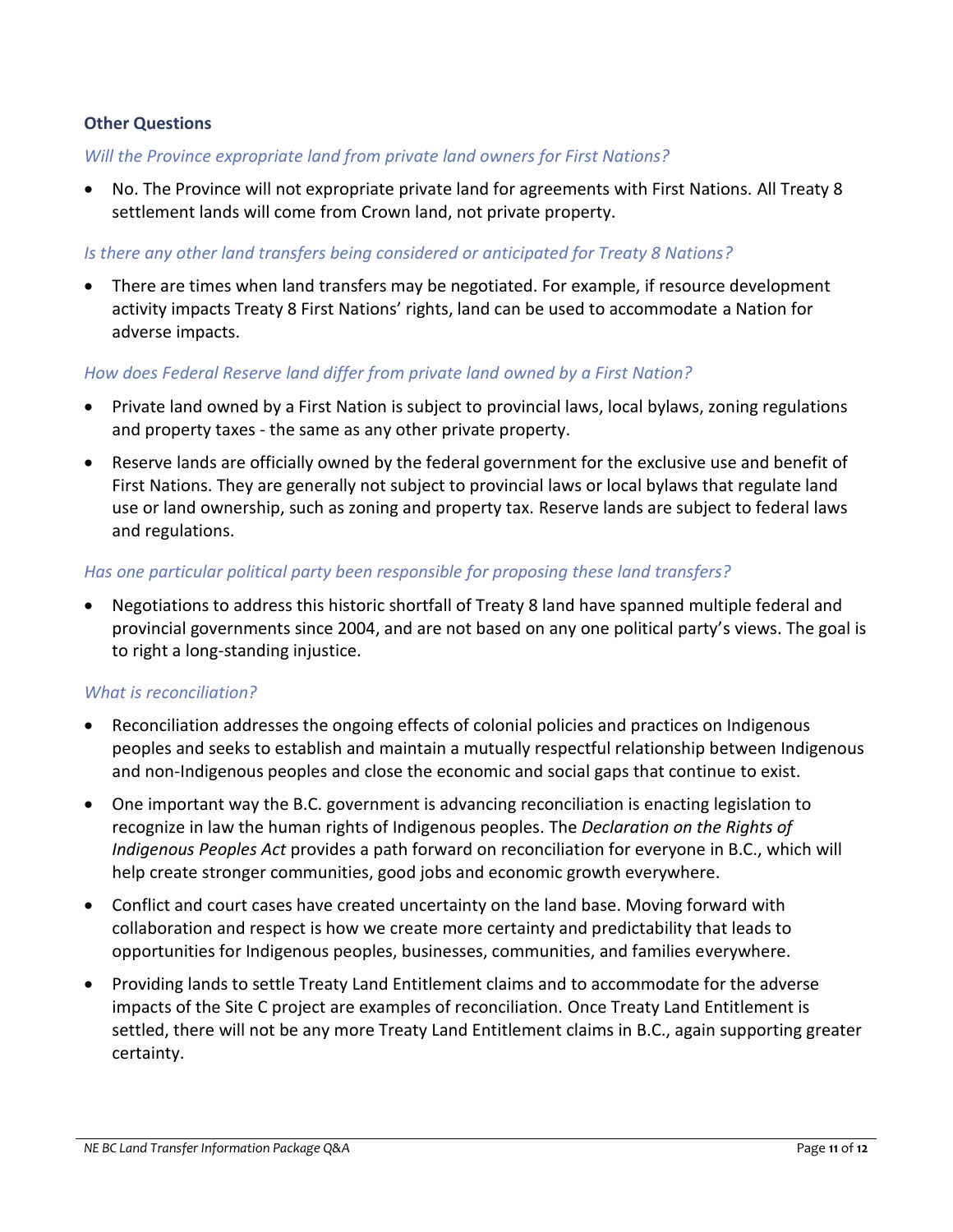### Other Questions

*Will the Province expropriate land from private land owners for First Nations?*

- No. The Province will not expropriate private land for agreements with First Nations. All Treaty 8 settlement lands will come from Crown land, not private property.

*Is there any other land transfers being considered or anticipated for Treaty 8 Nations?*

- There are times when land transfers may be negotiated. For example, if resource development activity impacts Treaty 8 First Nations' rights, land can be used to accommodate a Nation for adverse impacts.

*How does Federal Reserve land differ from private land owned by a First Nation?*

- Private land owned by a First Nation is subject to provincial laws, local bylaws, zoning regulations and property taxes - the same as any other private property.
- Reserve lands are officially owned by the federal government for the exclusive use and benefit of First Nations. They are generally not subject to provincial laws or local bylaws that regulate land use or land ownership, such as zoning and property tax. Reserve lands are subject to federal laws and regulations.

*Has one particular political party been responsible for proposing these land transfers?*

- Negotiations to address this historic shortfall of Treaty 8 land have spanned multiple federal and provincial governments since 2004, and are not based on any one political party's views. The goal is to right a long-standing injustice.

*What is reconciliation?*

- Reconciliation addresses the ongoing effects of colonial policies and practices on Indigenous peoples and seeks to establish and maintain a mutually respectful relationship between Indigenous and non-Indigenous peoples and close the economic and social gaps that continue to exist.
- One important way the B.C. government is advancing reconciliation is enacting legislation to recognize in law the human rights of Indigenous peoples. The *Declaration on the Rights of Indigenous Peoples Act* provides a path forward on reconciliation for everyone in B.C., which will help create stronger communities, good jobs and economic growth everywhere.
- Conflict and court cases have created uncertainty on the land base. Moving forward with collaboration and respect is how we create more certainty and predictability that leads to opportunities for Indigenous peoples, businesses, communities, and families everywhere.
- Providing lands to settle Treaty Land Entitlement claims and to accommodate for the adverse impacts of the Site C project are examples of reconciliation. Once Treaty Land Entitlement is settled, there will not be any more Treaty Land Entitlement claims in B.C., again supporting greater certainty.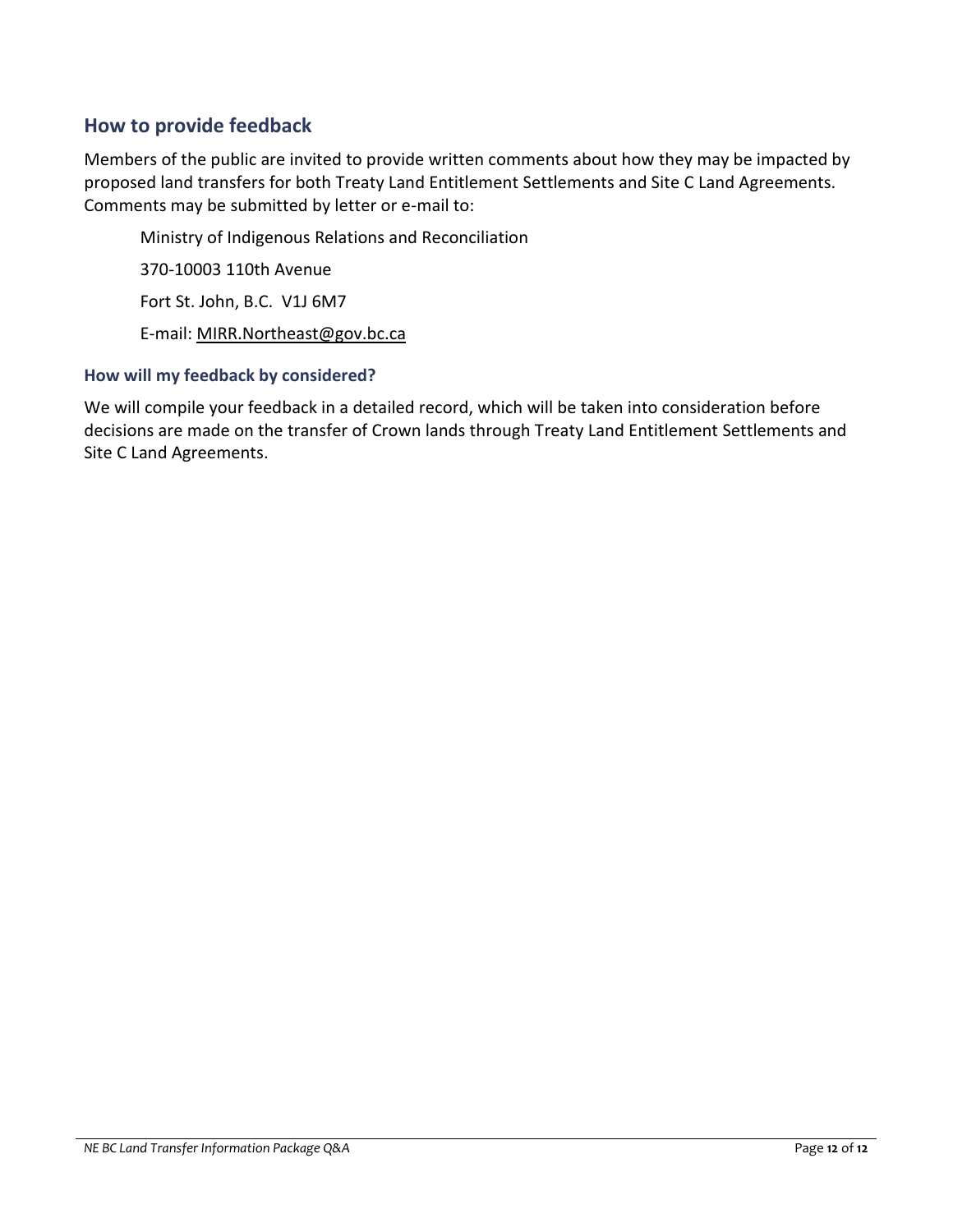## How to provide feedback

Members of the public are invited to provide written comments about how they may be impacted by proposed land transfers for both Treaty Land Entitlement Settlements and Site C Land Agreements. Comments may be submitted by letter or e-mail to:

Ministry of Indigenous Relations and Reconciliation

370-10003 110th Avenue

Fort St. John, B.C. V1J 6M7

E-mail: MIRR.Northeast@gov.bc.ca

### How will my feedback by considered?

We will compile your feedback in a detailed record, which will be taken into consideration before decisions are made on the transfer of Crown lands through Treaty Land Entitlement Settlements and Site C Land Agreements.